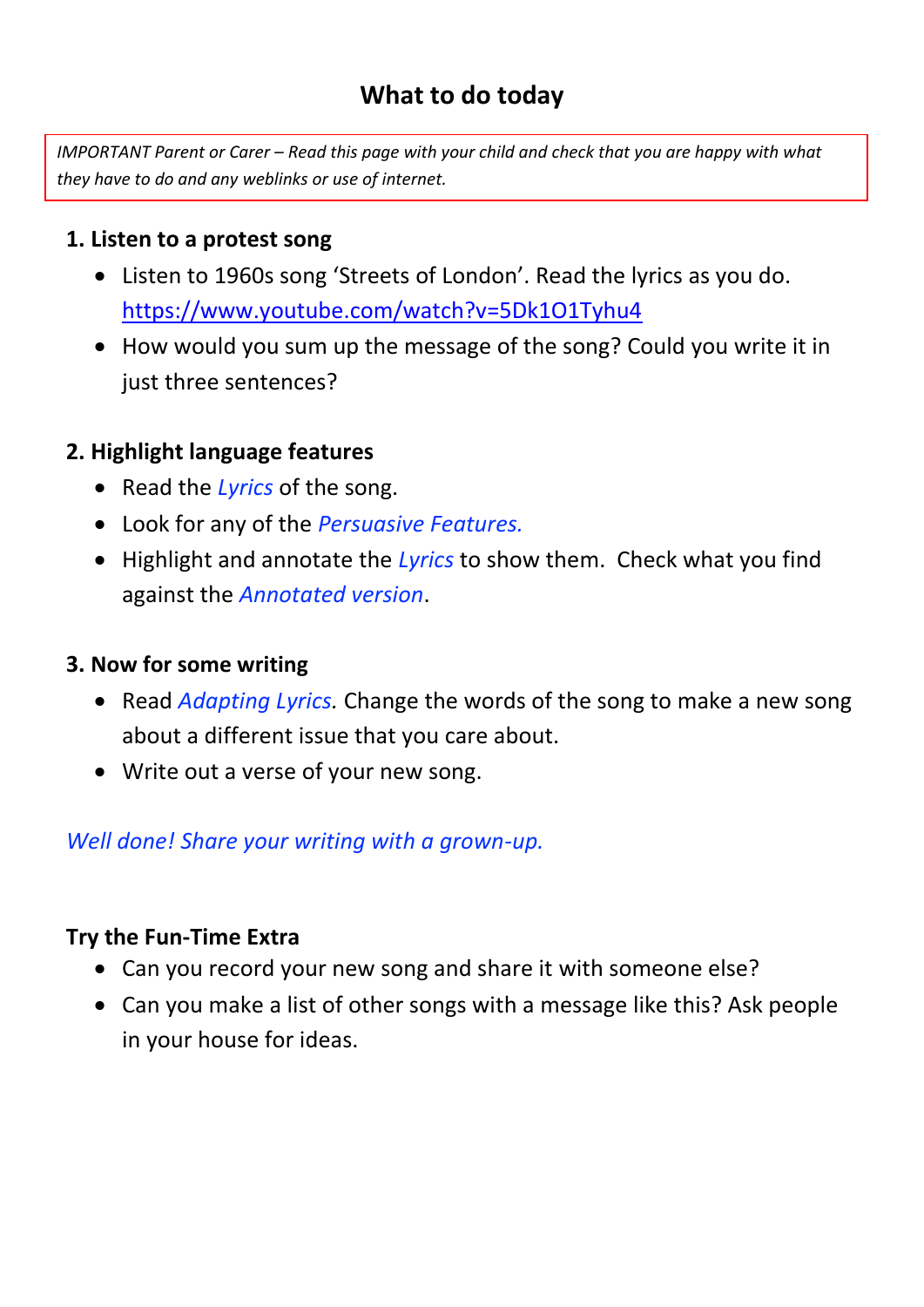# What to do today

*IMPORTANT Parent or Carer – Read this page with your child and check that you are happy with what they have to do and any weblinks or use of internet.*

### 1. Listen to a protest song

- Listen to 1960s song 'Streets of London'. Read the lyrics as you do. https://www.youtube.com/watch?v=5Dk1O1Tyhu4
- How would you sum up the message of the song? Could you write it in just three sentences?

### 2. Highlight language features

- Read the *Lyrics* of the song.
- Look for any of the *Persuasive Features.*
- Highlight and annotate the *Lyrics* to show them. Check what you find against the *Annotated version*.

### 3. Now for some writing

- Read *Adapting Lyrics.* Change the words of the song to make a new song about a different issue that you care about.
- Write out a verse of your new song.

*Well done! Share your writing with a grown-up.*

### Try the Fun-Time Extra

- Can you record your new song and share it with someone else?
- Can you make a list of other songs with a message like this? Ask people in your house for ideas.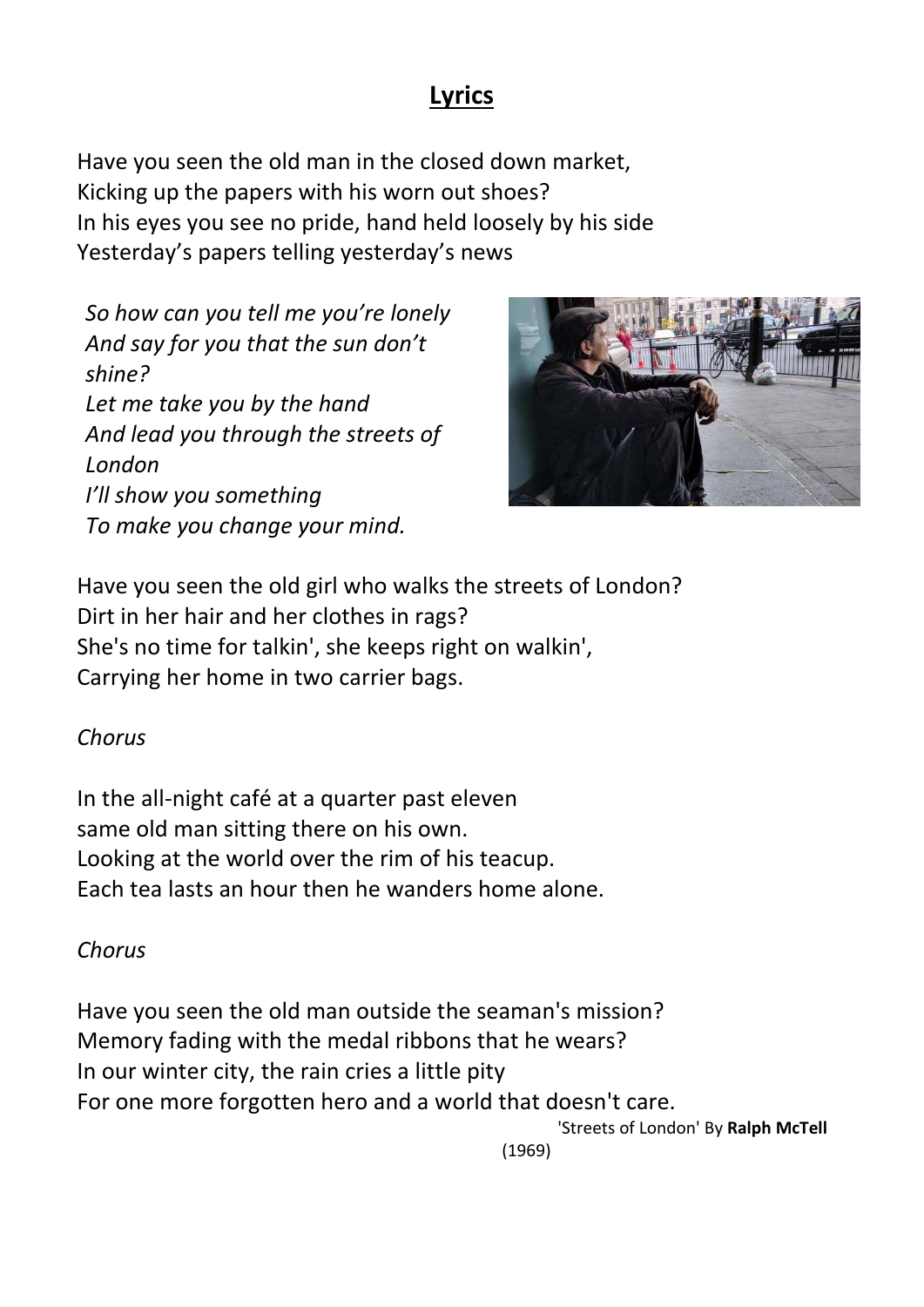## Lyrics

Have you seen the old man in the closed down market,
Kicking up the papers with his worn out shoes?
In his eyes you see no pride, hand held loosely by his side
Yesterday's papers telling yesterday's news

*So how can you tell me you're lonely*
*And say for you that the sun don't shine?*
*Let me take you by the hand*
*And lead you through the streets of London*
*I'll show you something*
*To make you change your mind.*

Have you seen the old girl who walks the streets of London?
Dirt in her hair and her clothes in rags?
She's no time for talkin', she keeps right on walkin',
Carrying her home in two carrier bags.

*Chorus*

In the all-night café at a quarter past eleven
same old man sitting there on his own.
Looking at the world over the rim of his teacup.
Each tea lasts an hour then he wanders home alone.

*Chorus*

Have you seen the old man outside the seaman's mission?
Memory fading with the medal ribbons that he wears?
In our winter city, the rain cries a little pity
For one more forgotten hero and a world that doesn't care.

'Streets of London' By **Ralph McTell** (1969)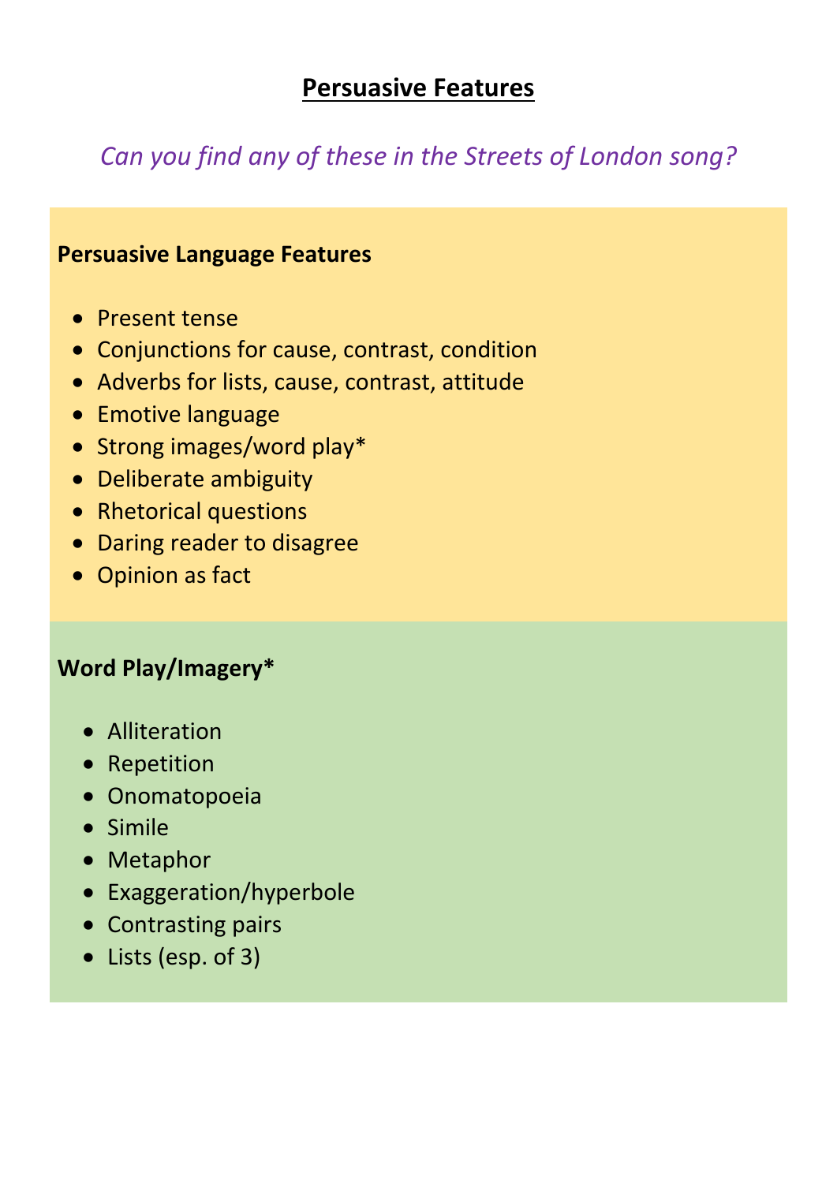# Persuasive Features

*Can you find any of these in the Streets of London song?*

**Persuasive Language Features**

- Present tense
- Conjunctions for cause, contrast, condition
- Adverbs for lists, cause, contrast, attitude
- Emotive language
- Strong images/word play*
- Deliberate ambiguity
- Rhetorical questions
- Daring reader to disagree
- Opinion as fact

**Word Play/Imagery***

- Alliteration
- Repetition
- Onomatopoeia
- Simile
- Metaphor
- Exaggeration/hyperbole
- Contrasting pairs
- Lists (esp. of 3)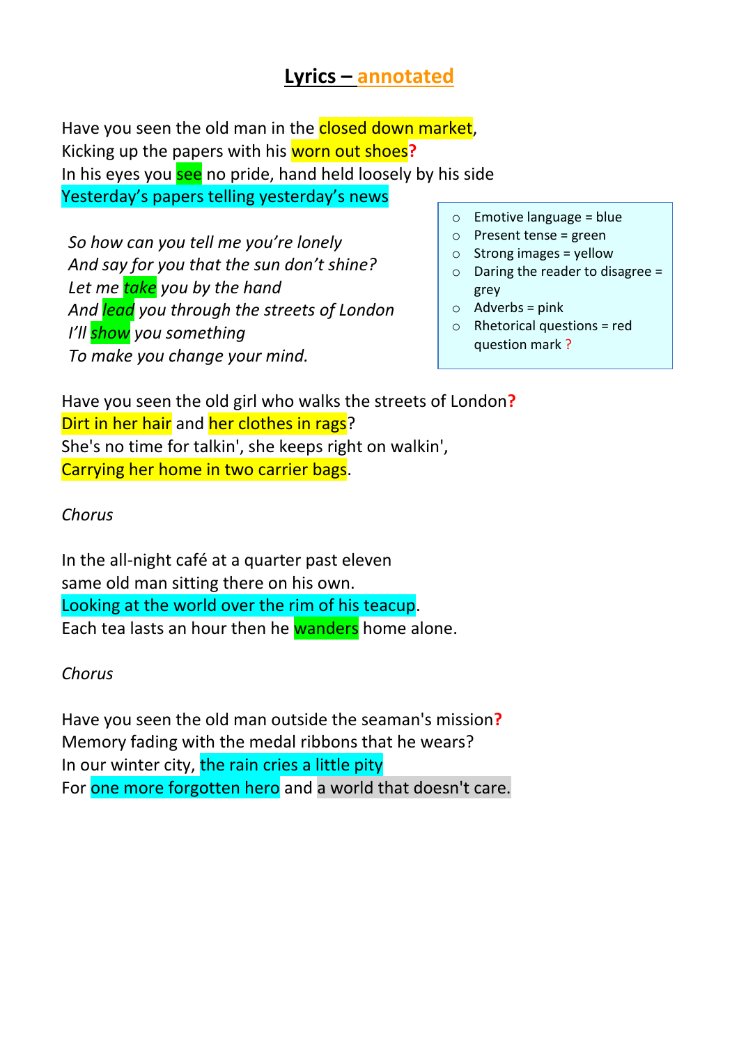# Lyrics – annotated

Have you seen the old man in the closed down market,
Kicking up the papers with his worn out shoes?
In his eyes you see no pride, hand held loosely by his side
Yesterday's papers telling yesterday's news

- Emotive language = blue
- Present tense = green
- Strong images = yellow
- Daring the reader to disagree = grey
- Adverbs = pink
- Rhetorical questions = red question mark ?

*So how can you tell me you're lonely*
*And say for you that the sun don't shine?*
*Let me take you by the hand*
*And lead you through the streets of London*
*I'll show you something*
*To make you change your mind.*

Have you seen the old girl who walks the streets of London?
Dirt in her hair and her clothes in rags?
She's no time for talkin', she keeps right on walkin',
Carrying her home in two carrier bags.

*Chorus*

In the all-night café at a quarter past eleven
same old man sitting there on his own.
Looking at the world over the rim of his teacup.
Each tea lasts an hour then he wanders home alone.

*Chorus*

Have you seen the old man outside the seaman's mission?
Memory fading with the medal ribbons that he wears?
In our winter city, the rain cries a little pity
For one more forgotten hero and a world that doesn't care.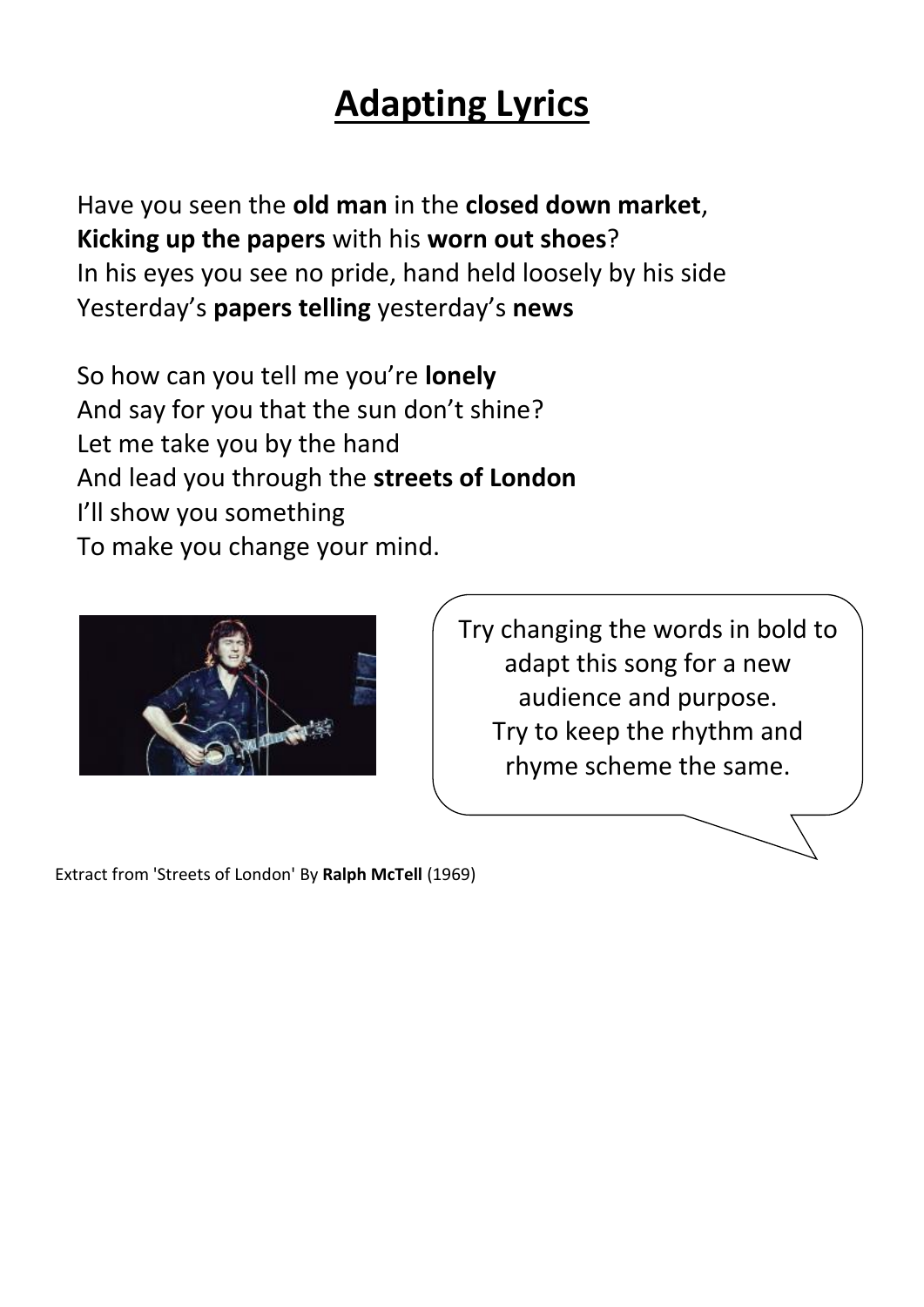# Adapting Lyrics

Have you seen the **old man** in the **closed down market**,
**Kicking up the papers** with his **worn out shoes**?
In his eyes you see no pride, hand held loosely by his side
Yesterday's **papers telling** yesterday's **news**

So how can you tell me you're **lonely**
And say for you that the sun don't shine?
Let me take you by the hand
And lead you through the **streets of London**
I'll show you something
To make you change your mind.

Try changing the words in bold to adapt this song for a new audience and purpose.
Try to keep the rhythm and rhyme scheme the same.

Extract from 'Streets of London' By **Ralph McTell** (1969)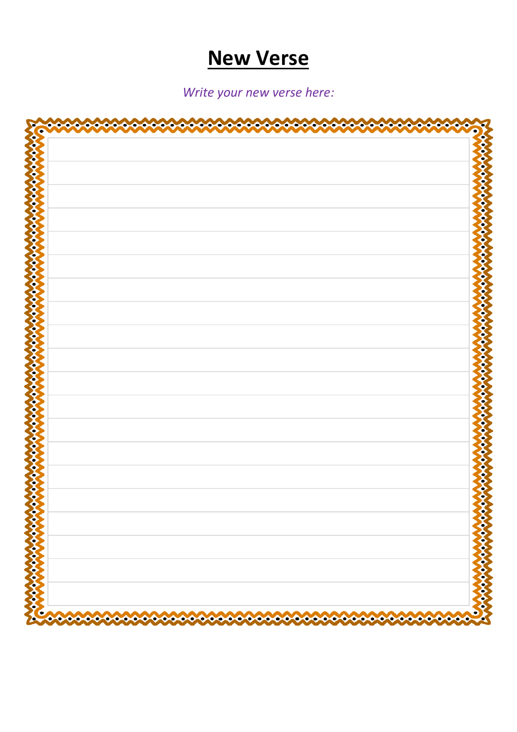# **New Verse**

*Write your new verse here:*